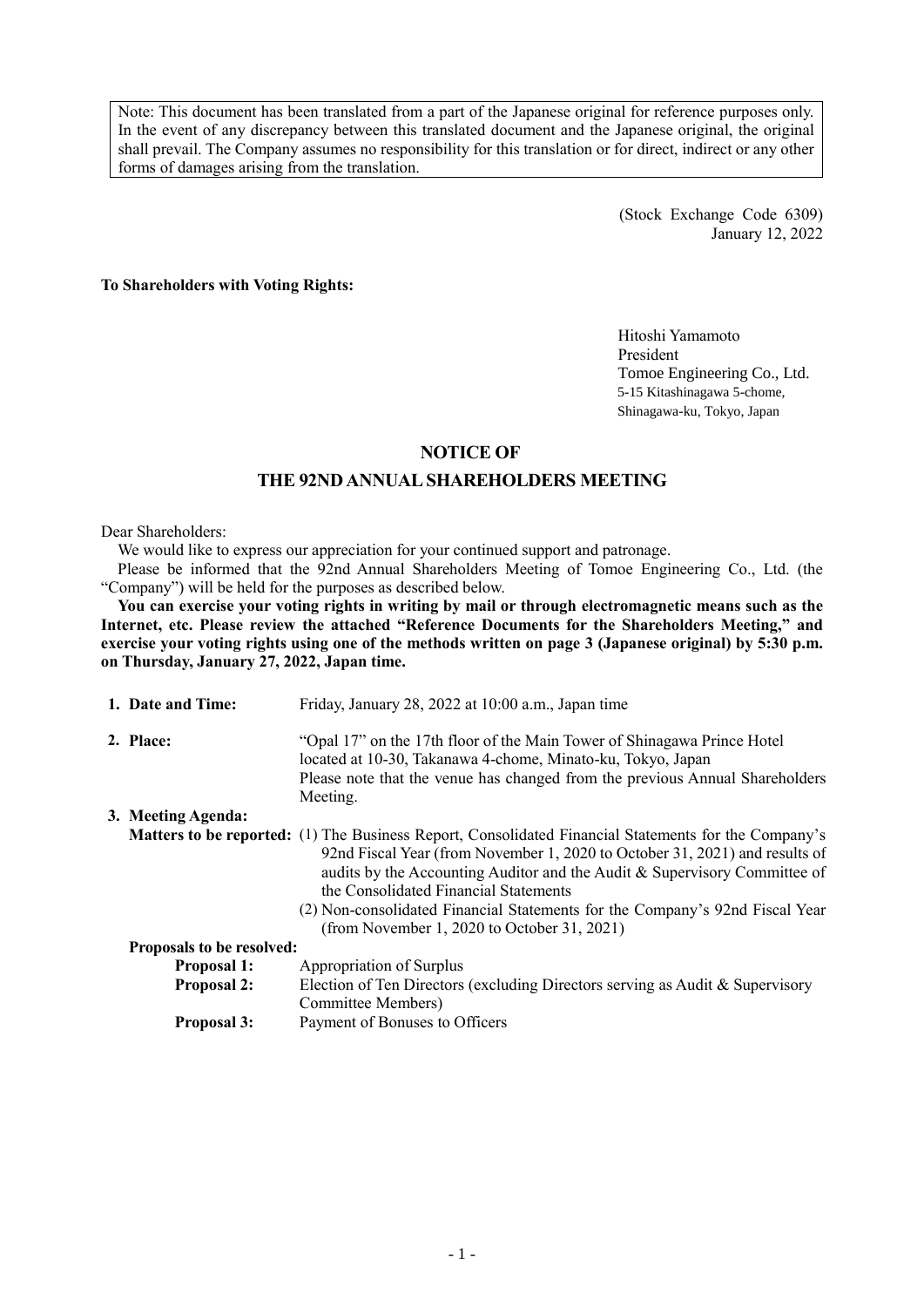Note: This document has been translated from a part of the Japanese original for reference purposes only. In the event of any discrepancy between this translated document and the Japanese original, the original shall prevail. The Company assumes no responsibility for this translation or for direct, indirect or any other forms of damages arising from the translation.

(Stock Exchange Code 6309)
January 12, 2022

**To Shareholders with Voting Rights:**

Hitoshi Yamamoto
President
Tomoe Engineering Co., Ltd.
5-15 Kitashinagawa 5-chome,
Shinagawa-ku, Tokyo, Japan

# NOTICE OF
# THE 92ND ANNUAL SHAREHOLDERS MEETING

Dear Shareholders:

We would like to express our appreciation for your continued support and patronage.

Please be informed that the 92nd Annual Shareholders Meeting of Tomoe Engineering Co., Ltd. (the "Company") will be held for the purposes as described below.

**You can exercise your voting rights in writing by mail or through electromagnetic means such as the Internet, etc. Please review the attached "Reference Documents for the Shareholders Meeting," and exercise your voting rights using one of the methods written on page 3 (Japanese original) by 5:30 p.m. on Thursday, January 27, 2022, Japan time.**

**1. Date and Time:** Friday, January 28, 2022 at 10:00 a.m., Japan time

**2. Place:** "Opal 17" on the 17th floor of the Main Tower of Shinagawa Prince Hotel located at 10-30, Takanawa 4-chome, Minato-ku, Tokyo, Japan
Please note that the venue has changed from the previous Annual Shareholders Meeting.

**3. Meeting Agenda:**

**Matters to be reported:**
(1) The Business Report, Consolidated Financial Statements for the Company's 92nd Fiscal Year (from November 1, 2020 to October 31, 2021) and results of audits by the Accounting Auditor and the Audit & Supervisory Committee of the Consolidated Financial Statements
(2) Non-consolidated Financial Statements for the Company's 92nd Fiscal Year (from November 1, 2020 to October 31, 2021)

**Proposals to be resolved:**

**Proposal 1:** Appropriation of Surplus

**Proposal 2:** Election of Ten Directors (excluding Directors serving as Audit & Supervisory Committee Members)

**Proposal 3:** Payment of Bonuses to Officers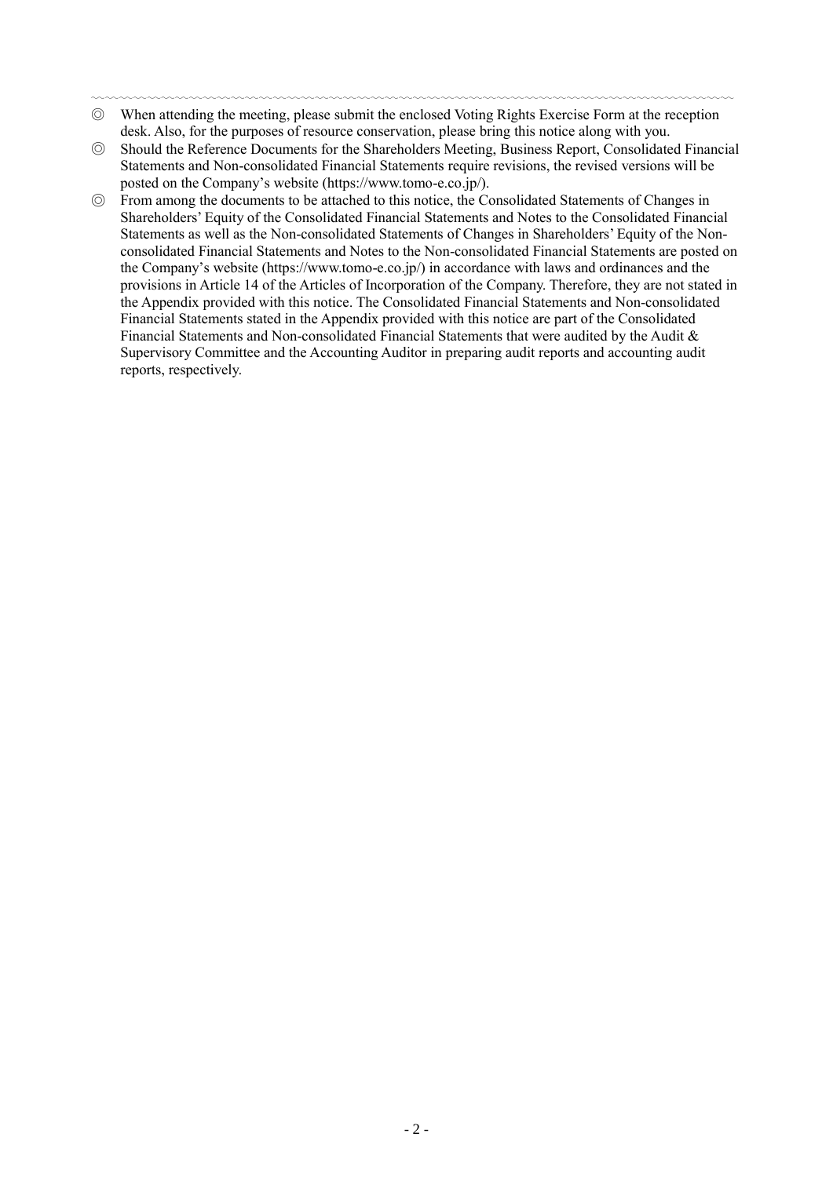◎ When attending the meeting, please submit the enclosed Voting Rights Exercise Form at the reception desk. Also, for the purposes of resource conservation, please bring this notice along with you.

◎ Should the Reference Documents for the Shareholders Meeting, Business Report, Consolidated Financial Statements and Non-consolidated Financial Statements require revisions, the revised versions will be posted on the Company's website (https://www.tomo-e.co.jp/).

◎ From among the documents to be attached to this notice, the Consolidated Statements of Changes in Shareholders' Equity of the Consolidated Financial Statements and Notes to the Consolidated Financial Statements as well as the Non-consolidated Statements of Changes in Shareholders' Equity of the Non-consolidated Financial Statements and Notes to the Non-consolidated Financial Statements are posted on the Company's website (https://www.tomo-e.co.jp/) in accordance with laws and ordinances and the provisions in Article 14 of the Articles of Incorporation of the Company. Therefore, they are not stated in the Appendix provided with this notice. The Consolidated Financial Statements and Non-consolidated Financial Statements stated in the Appendix provided with this notice are part of the Consolidated Financial Statements and Non-consolidated Financial Statements that were audited by the Audit & Supervisory Committee and the Accounting Auditor in preparing audit reports and accounting audit reports, respectively.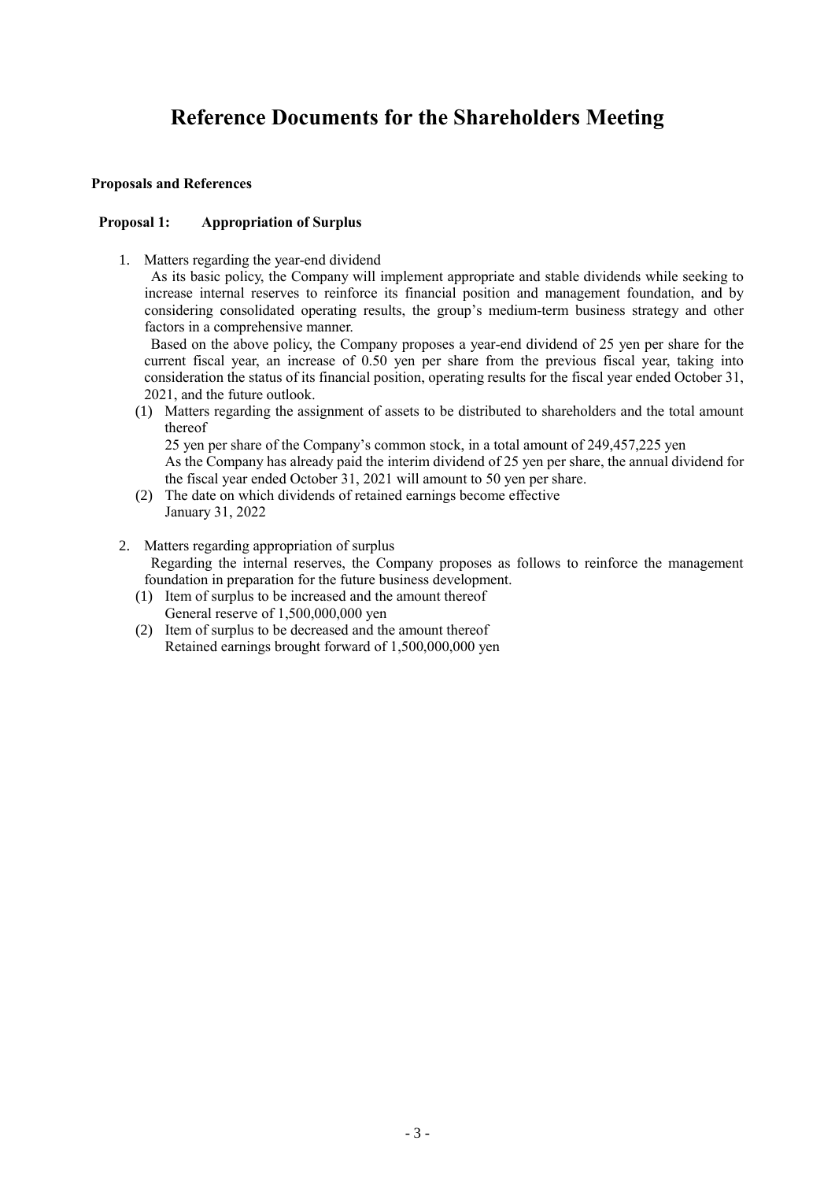# Reference Documents for the Shareholders Meeting

**Proposals and References**

**Proposal 1: Appropriation of Surplus**

1. Matters regarding the year-end dividend

   As its basic policy, the Company will implement appropriate and stable dividends while seeking to increase internal reserves to reinforce its financial position and management foundation, and by considering consolidated operating results, the group's medium-term business strategy and other factors in a comprehensive manner.

   Based on the above policy, the Company proposes a year-end dividend of 25 yen per share for the current fiscal year, an increase of 0.50 yen per share from the previous fiscal year, taking into consideration the status of its financial position, operating results for the fiscal year ended October 31, 2021, and the future outlook.

   (1) Matters regarding the assignment of assets to be distributed to shareholders and the total amount thereof

   25 yen per share of the Company's common stock, in a total amount of 249,457,225 yen

   As the Company has already paid the interim dividend of 25 yen per share, the annual dividend for the fiscal year ended October 31, 2021 will amount to 50 yen per share.

   (2) The date on which dividends of retained earnings become effective

   January 31, 2022

2. Matters regarding appropriation of surplus

   Regarding the internal reserves, the Company proposes as follows to reinforce the management foundation in preparation for the future business development.

   (1) Item of surplus to be increased and the amount thereof

   General reserve of 1,500,000,000 yen

   (2) Item of surplus to be decreased and the amount thereof

   Retained earnings brought forward of 1,500,000,000 yen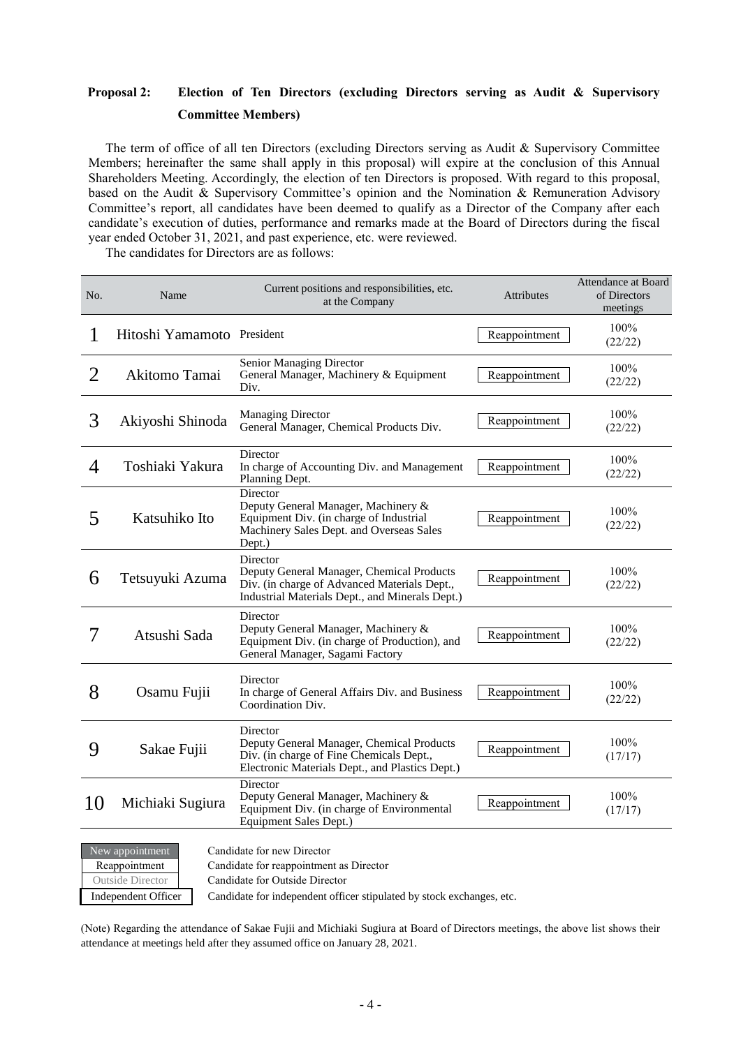## Proposal 2: Election of Ten Directors (excluding Directors serving as Audit & Supervisory Committee Members)

The term of office of all ten Directors (excluding Directors serving as Audit & Supervisory Committee Members; hereinafter the same shall apply in this proposal) will expire at the conclusion of this Annual Shareholders Meeting. Accordingly, the election of ten Directors is proposed. With regard to this proposal, based on the Audit & Supervisory Committee's opinion and the Nomination & Remuneration Advisory Committee's report, all candidates have been deemed to qualify as a Director of the Company after each candidate's execution of duties, performance and remarks made at the Board of Directors during the fiscal year ended October 31, 2021, and past experience, etc. were reviewed.

The candidates for Directors are as follows:

| No. | Name | Current positions and responsibilities, etc. at the Company | Attributes | Attendance at Board of Directors meetings |
|---|---|---|---|---|
| 1 | Hitoshi Yamamoto | President | Reappointment | 100% (22/22) |
| 2 | Akitomo Tamai | Senior Managing Director<br>General Manager, Machinery & Equipment Div. | Reappointment | 100% (22/22) |
| 3 | Akiyoshi Shinoda | Managing Director<br>General Manager, Chemical Products Div. | Reappointment | 100% (22/22) |
| 4 | Toshiaki Yakura | Director<br>In charge of Accounting Div. and Management Planning Dept. | Reappointment | 100% (22/22) |
| 5 | Katsuhiko Ito | Director<br>Deputy General Manager, Machinery & Equipment Div. (in charge of Industrial Machinery Sales Dept. and Overseas Sales Dept.) | Reappointment | 100% (22/22) |
| 6 | Tetsuyuki Azuma | Director<br>Deputy General Manager, Chemical Products Div. (in charge of Advanced Materials Dept., Industrial Materials Dept., and Minerals Dept.) | Reappointment | 100% (22/22) |
| 7 | Atsushi Sada | Director<br>Deputy General Manager, Machinery & Equipment Div. (in charge of Production), and General Manager, Sagami Factory | Reappointment | 100% (22/22) |
| 8 | Osamu Fujii | Director<br>In charge of General Affairs Div. and Business Coordination Div. | Reappointment | 100% (22/22) |
| 9 | Sakae Fujii | Director<br>Deputy General Manager, Chemical Products Div. (in charge of Fine Chemicals Dept., Electronic Materials Dept., and Plastics Dept.) | Reappointment | 100% (17/17) |
| 10 | Michiaki Sugiura | Director<br>Deputy General Manager, Machinery & Equipment Div. (in charge of Environmental Equipment Sales Dept.) | Reappointment | 100% (17/17) |

| | |
|---|---|
| New appointment | Candidate for new Director |
| Reappointment | Candidate for reappointment as Director |
| Outside Director | Candidate for Outside Director |
| Independent Officer | Candidate for independent officer stipulated by stock exchanges, etc. |

(Note) Regarding the attendance of Sakae Fujii and Michiaki Sugiura at Board of Directors meetings, the above list shows their attendance at meetings held after they assumed office on January 28, 2021.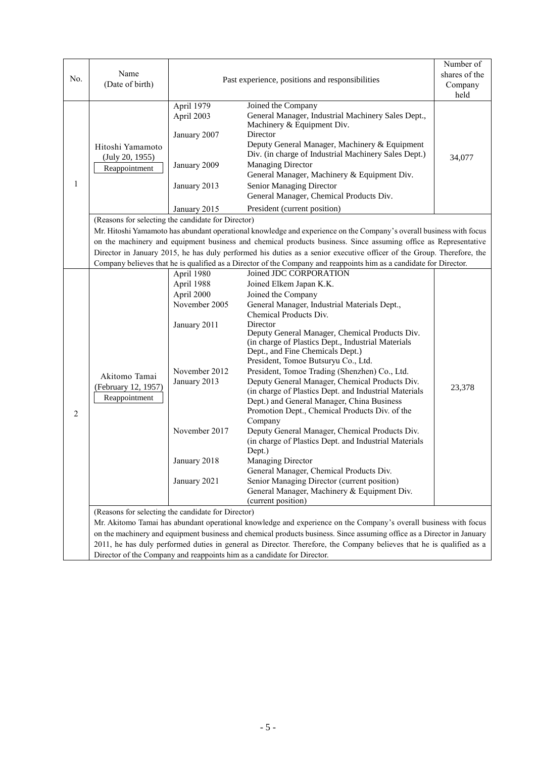| No. | Name (Date of birth) | Past experience, positions and responsibilities | | Number of shares of the Company held |
|---|---|---|---|---|
| 1 | Hitoshi Yamamoto (July 20, 1955) Reappointment | April 1979 | Joined the Company | 34,077 |
| | | April 2003 | General Manager, Industrial Machinery Sales Dept., Machinery & Equipment Div. | |
| | | January 2007 | Director<br>Deputy General Manager, Machinery & Equipment Div. (in charge of Industrial Machinery Sales Dept.) | |
| | | January 2009 | Managing Director<br>General Manager, Machinery & Equipment Div. | |
| | | January 2013 | Senior Managing Director<br>General Manager, Chemical Products Div. | |
| | | January 2015 | President (current position) | |
| | (Reasons for selecting the candidate for Director)<br>Mr. Hitoshi Yamamoto has abundant operational knowledge and experience on the Company's overall business with focus on the machinery and equipment business and chemical products business. Since assuming office as Representative Director in January 2015, he has duly performed his duties as a senior executive officer of the Group. Therefore, the Company believes that he is qualified as a Director of the Company and reappoints him as a candidate for Director. | | | |
| 2 | Akitomo Tamai (February 12, 1957) Reappointment | April 1980 | Joined JDC CORPORATION | 23,378 |
| | | April 1988 | Joined Elkem Japan K.K. | |
| | | April 2000 | Joined the Company | |
| | | November 2005 | General Manager, Industrial Materials Dept., Chemical Products Div. | |
| | | January 2011 | Director<br>Deputy General Manager, Chemical Products Div. (in charge of Plastics Dept., Industrial Materials Dept., and Fine Chemicals Dept.)<br>President, Tomoe Butsuryu Co., Ltd. | |
| | | November 2012 | President, Tomoe Trading (Shenzhen) Co., Ltd. | |
| | | January 2013 | Deputy General Manager, Chemical Products Div. (in charge of Plastics Dept. and Industrial Materials Dept.) and General Manager, China Business Promotion Dept., Chemical Products Div. of the Company | |
| | | November 2017 | Deputy General Manager, Chemical Products Div. (in charge of Plastics Dept. and Industrial Materials Dept.) | |
| | | January 2018 | Managing Director<br>General Manager, Chemical Products Div. | |
| | | January 2021 | Senior Managing Director (current position)<br>General Manager, Machinery & Equipment Div. (current position) | |
| | (Reasons for selecting the candidate for Director)<br>Mr. Akitomo Tamai has abundant operational knowledge and experience on the Company's overall business with focus on the machinery and equipment business and chemical products business. Since assuming office as a Director in January 2011, he has duly performed duties in general as Director. Therefore, the Company believes that he is qualified as a Director of the Company and reappoints him as a candidate for Director. | | | |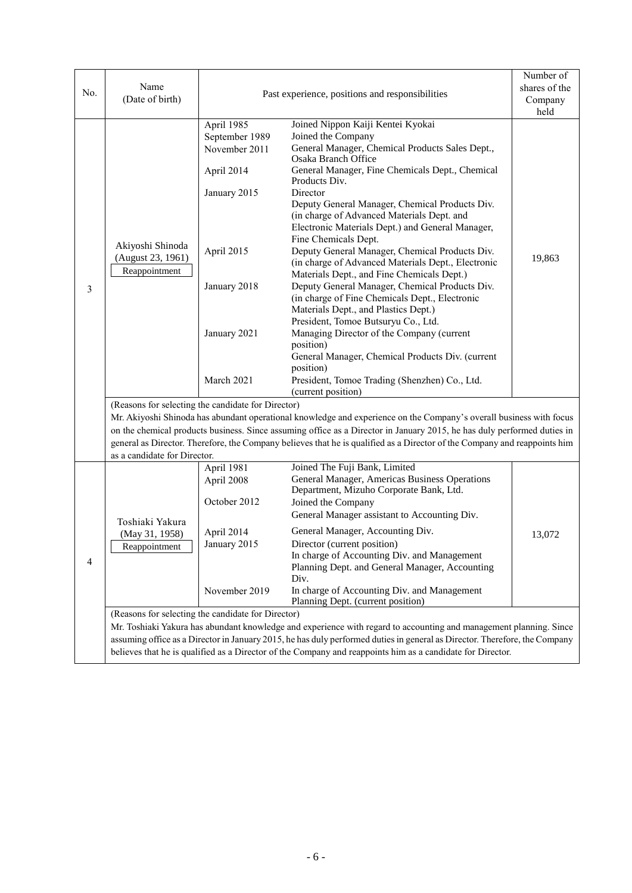| No. | Name (Date of birth) | Past experience, positions and responsibilities | | Number of shares of the Company held |
|---|---|---|---|---|
| 3 | Akiyoshi Shinoda (August 23, 1961) Reappointment | April 1985 | Joined Nippon Kaiji Kentei Kyokai | 19,863 |
| | | September 1989 | Joined the Company | |
| | | November 2011 | General Manager, Chemical Products Sales Dept., Osaka Branch Office | |
| | | April 2014 | General Manager, Fine Chemicals Dept., Chemical Products Div. | |
| | | January 2015 | Director<br>Deputy General Manager, Chemical Products Div. (in charge of Advanced Materials Dept. and Electronic Materials Dept.) and General Manager, Fine Chemicals Dept. | |
| | | April 2015 | Deputy General Manager, Chemical Products Div. (in charge of Advanced Materials Dept., Electronic Materials Dept., and Fine Chemicals Dept.) | |
| | | January 2018 | Deputy General Manager, Chemical Products Div. (in charge of Fine Chemicals Dept., Electronic Materials Dept., and Plastics Dept.)<br>President, Tomoe Butsuryu Co., Ltd. | |
| | | January 2021 | Managing Director of the Company (current position)<br>General Manager, Chemical Products Div. (current position) | |
| | | March 2021 | President, Tomoe Trading (Shenzhen) Co., Ltd. (current position) | |
| | (Reasons for selecting the candidate for Director)<br>Mr. Akiyoshi Shinoda has abundant operational knowledge and experience on the Company's overall business with focus on the chemical products business. Since assuming office as a Director in January 2015, he has duly performed duties in general as Director. Therefore, the Company believes that he is qualified as a Director of the Company and reappoints him as a candidate for Director. | | | |
| 4 | Toshiaki Yakura (May 31, 1958) Reappointment | April 1981 | Joined The Fuji Bank, Limited | 13,072 |
| | | April 2008 | General Manager, Americas Business Operations Department, Mizuho Corporate Bank, Ltd. | |
| | | October 2012 | Joined the Company<br>General Manager assistant to Accounting Div. | |
| | | April 2014 | General Manager, Accounting Div. | |
| | | January 2015 | Director (current position)<br>In charge of Accounting Div. and Management Planning Dept. and General Manager, Accounting Div. | |
| | | November 2019 | In charge of Accounting Div. and Management Planning Dept. (current position) | |
| | (Reasons for selecting the candidate for Director)<br>Mr. Toshiaki Yakura has abundant knowledge and experience with regard to accounting and management planning. Since assuming office as a Director in January 2015, he has duly performed duties in general as Director. Therefore, the Company believes that he is qualified as a Director of the Company and reappoints him as a candidate for Director. | | | |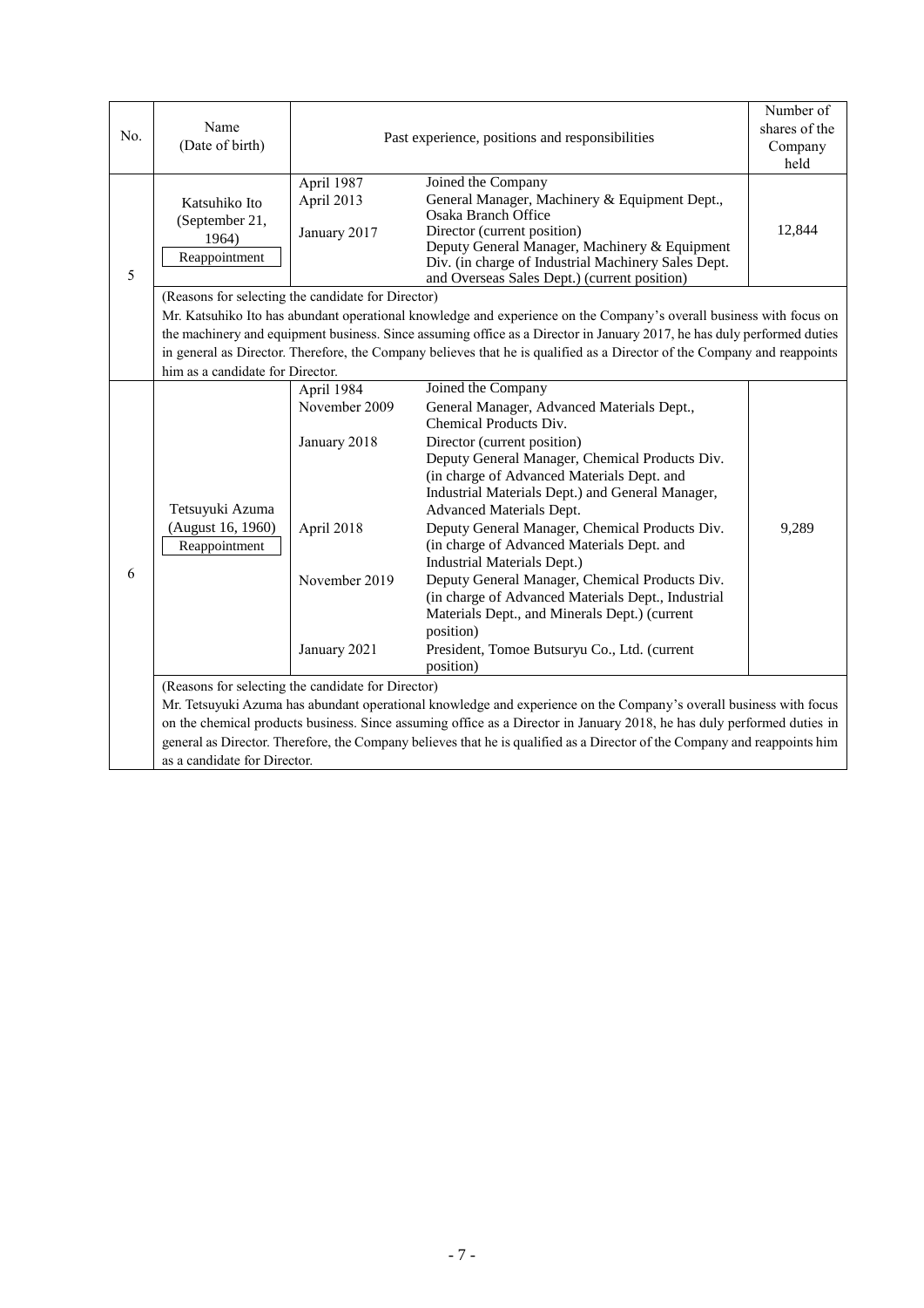| No. | Name (Date of birth) | Past experience, positions and responsibilities | | Number of shares of the Company held |
|---|---|---|---|---|
| 5 | Katsuhiko Ito (September 21, 1964) Reappointment | April 1987<br>April 2013<br><br>January 2017 | Joined the Company<br>General Manager, Machinery & Equipment Dept., Osaka Branch Office<br>Director (current position)<br>Deputy General Manager, Machinery & Equipment Div. (in charge of Industrial Machinery Sales Dept. and Overseas Sales Dept.) (current position) | 12,844 |
| | (Reasons for selecting the candidate for Director)<br>Mr. Katsuhiko Ito has abundant operational knowledge and experience on the Company's overall business with focus on the machinery and equipment business. Since assuming office as a Director in January 2017, he has duly performed duties in general as Director. Therefore, the Company believes that he is qualified as a Director of the Company and reappoints him as a candidate for Director. | | | |
| 6 | Tetsuyuki Azuma (August 16, 1960) Reappointment | April 1984<br>November 2009<br><br>January 2018<br><br><br><br><br>April 2018<br><br><br>November 2019<br><br><br><br>January 2021 | Joined the Company<br>General Manager, Advanced Materials Dept., Chemical Products Div.<br>Director (current position)<br>Deputy General Manager, Chemical Products Div. (in charge of Advanced Materials Dept. and Industrial Materials Dept.) and General Manager, Advanced Materials Dept.<br>Deputy General Manager, Chemical Products Div. (in charge of Advanced Materials Dept. and Industrial Materials Dept.)<br>Deputy General Manager, Chemical Products Div. (in charge of Advanced Materials Dept., Industrial Materials Dept., and Minerals Dept.) (current position)<br>President, Tomoe Butsuryu Co., Ltd. (current position) | 9,289 |
| | (Reasons for selecting the candidate for Director)<br>Mr. Tetsuyuki Azuma has abundant operational knowledge and experience on the Company's overall business with focus on the chemical products business. Since assuming office as a Director in January 2018, he has duly performed duties in general as Director. Therefore, the Company believes that he is qualified as a Director of the Company and reappoints him as a candidate for Director. | | | |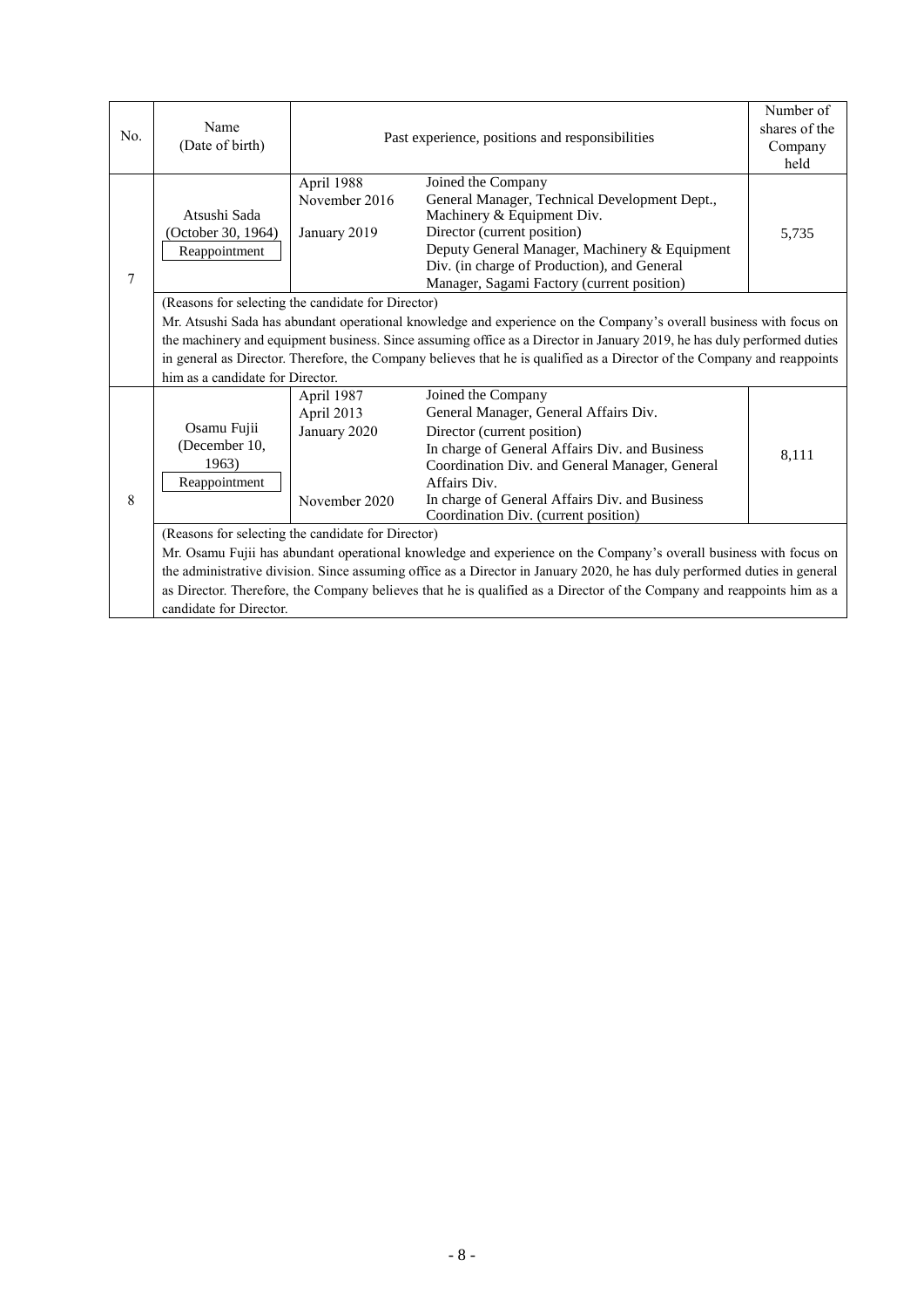| No. | Name (Date of birth) | Past experience, positions and responsibilities | | Number of shares of the Company held |
|---|---|---|---|---|
| 7 | Atsushi Sada (October 30, 1964) Reappointment | April 1988 | Joined the Company | 5,735 |
| | | November 2016 | General Manager, Technical Development Dept., Machinery & Equipment Div. | |
| | | January 2019 | Director (current position) Deputy General Manager, Machinery & Equipment Div. (in charge of Production), and General Manager, Sagami Factory (current position) | |
| | (Reasons for selecting the candidate for Director) Mr. Atsushi Sada has abundant operational knowledge and experience on the Company's overall business with focus on the machinery and equipment business. Since assuming office as a Director in January 2019, he has duly performed duties in general as Director. Therefore, the Company believes that he is qualified as a Director of the Company and reappoints him as a candidate for Director. | | | |
| 8 | Osamu Fujii (December 10, 1963) Reappointment | April 1987 | Joined the Company | 8,111 |
| | | April 2013 | General Manager, General Affairs Div. | |
| | | January 2020 | Director (current position) In charge of General Affairs Div. and Business Coordination Div. and General Manager, General Affairs Div. | |
| | | November 2020 | In charge of General Affairs Div. and Business Coordination Div. (current position) | |
| | (Reasons for selecting the candidate for Director) Mr. Osamu Fujii has abundant operational knowledge and experience on the Company's overall business with focus on the administrative division. Since assuming office as a Director in January 2020, he has duly performed duties in general as Director. Therefore, the Company believes that he is qualified as a Director of the Company and reappoints him as a candidate for Director. | | | |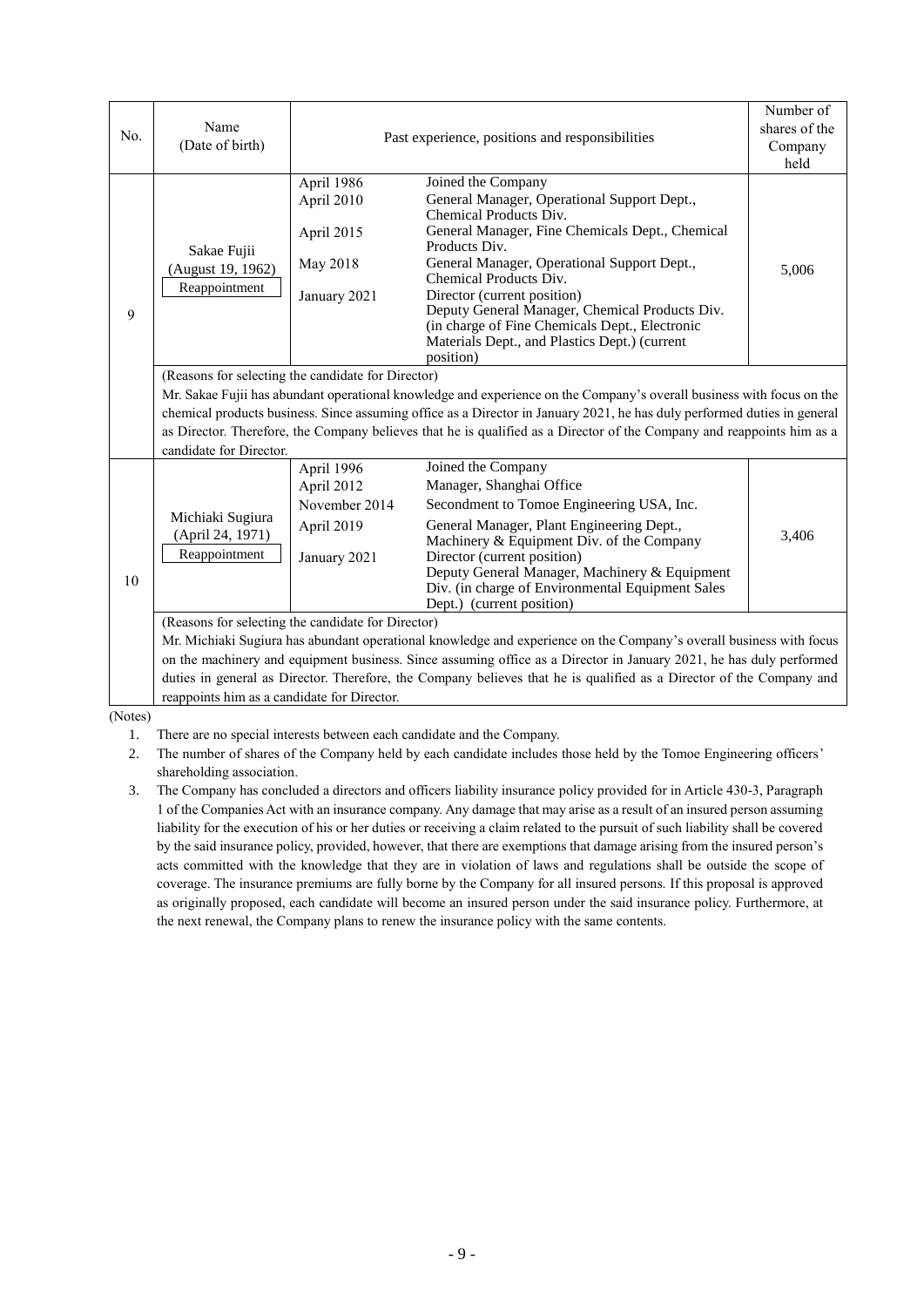| No. | Name (Date of birth) | Past experience, positions and responsibilities | | Number of shares of the Company held |
|---|---|---|---|---|
| 9 | Sakae Fujii (August 19, 1962) Reappointment | April 1986 | Joined the Company | 5,006 |
| | | April 2010 | General Manager, Operational Support Dept., Chemical Products Div. | |
| | | April 2015 | General Manager, Fine Chemicals Dept., Chemical Products Div. | |
| | | May 2018 | General Manager, Operational Support Dept., Chemical Products Div. | |
| | | January 2021 | Director (current position) Deputy General Manager, Chemical Products Div. (in charge of Fine Chemicals Dept., Electronic Materials Dept., and Plastics Dept.) (current position) | |
| | (Reasons for selecting the candidate for Director) Mr. Sakae Fujii has abundant operational knowledge and experience on the Company's overall business with focus on the chemical products business. Since assuming office as a Director in January 2021, he has duly performed duties in general as Director. Therefore, the Company believes that he is qualified as a Director of the Company and reappoints him as a candidate for Director. | | | |
| 10 | Michiaki Sugiura (April 24, 1971) Reappointment | April 1996 | Joined the Company | 3,406 |
| | | April 2012 | Manager, Shanghai Office | |
| | | November 2014 | Secondment to Tomoe Engineering USA, Inc. | |
| | | April 2019 | General Manager, Plant Engineering Dept., Machinery & Equipment Div. of the Company | |
| | | January 2021 | Director (current position) Deputy General Manager, Machinery & Equipment Div. (in charge of Environmental Equipment Sales Dept.) (current position) | |
| | (Reasons for selecting the candidate for Director) Mr. Michiaki Sugiura has abundant operational knowledge and experience on the Company's overall business with focus on the machinery and equipment business. Since assuming office as a Director in January 2021, he has duly performed duties in general as Director. Therefore, the Company believes that he is qualified as a Director of the Company and reappoints him as a candidate for Director. | | | |

(Notes)

1. There are no special interests between each candidate and the Company.
2. The number of shares of the Company held by each candidate includes those held by the Tomoe Engineering officers' shareholding association.
3. The Company has concluded a directors and officers liability insurance policy provided for in Article 430-3, Paragraph 1 of the Companies Act with an insurance company. Any damage that may arise as a result of an insured person assuming liability for the execution of his or her duties or receiving a claim related to the pursuit of such liability shall be covered by the said insurance policy, provided, however, that there are exemptions that damage arising from the insured person's acts committed with the knowledge that they are in violation of laws and regulations shall be outside the scope of coverage. The insurance premiums are fully borne by the Company for all insured persons. If this proposal is approved as originally proposed, each candidate will become an insured person under the said insurance policy. Furthermore, at the next renewal, the Company plans to renew the insurance policy with the same contents.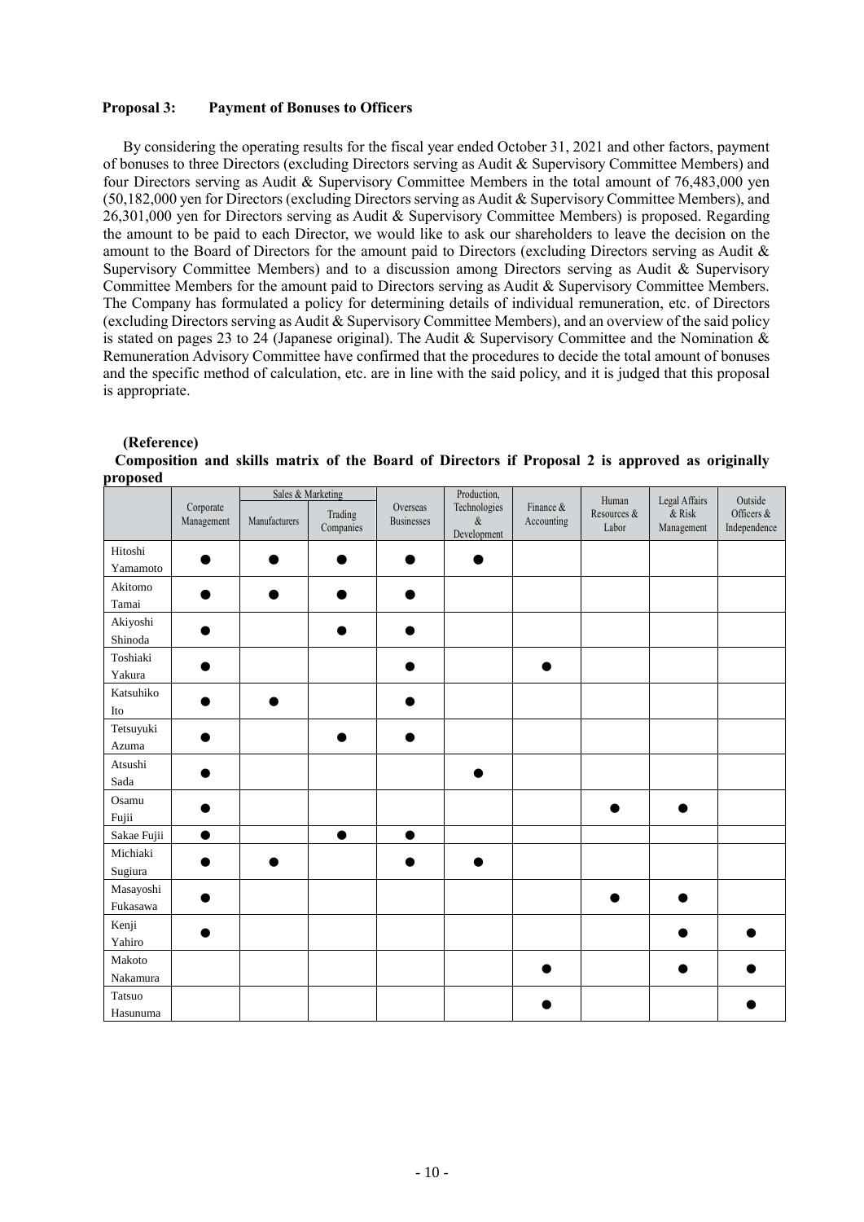**Proposal 3: Payment of Bonuses to Officers**

By considering the operating results for the fiscal year ended October 31, 2021 and other factors, payment of bonuses to three Directors (excluding Directors serving as Audit & Supervisory Committee Members) and four Directors serving as Audit & Supervisory Committee Members in the total amount of 76,483,000 yen (50,182,000 yen for Directors (excluding Directors serving as Audit & Supervisory Committee Members), and 26,301,000 yen for Directors serving as Audit & Supervisory Committee Members) is proposed. Regarding the amount to be paid to each Director, we would like to ask our shareholders to leave the decision on the amount to the Board of Directors for the amount paid to Directors (excluding Directors serving as Audit & Supervisory Committee Members) and to a discussion among Directors serving as Audit & Supervisory Committee Members for the amount paid to Directors serving as Audit & Supervisory Committee Members. The Company has formulated a policy for determining details of individual remuneration, etc. of Directors (excluding Directors serving as Audit & Supervisory Committee Members), and an overview of the said policy is stated on pages 23 to 24 (Japanese original). The Audit & Supervisory Committee and the Nomination & Remuneration Advisory Committee have confirmed that the procedures to decide the total amount of bonuses and the specific method of calculation, etc. are in line with the said policy, and it is judged that this proposal is appropriate.

**(Reference)**

**Composition and skills matrix of the Board of Directors if Proposal 2 is approved as originally proposed**

| | Corporate Management | Sales & Marketing | | Overseas Businesses | Production, Technologies & Development | Finance & Accounting | Human Resources & Labor | Legal Affairs & Risk Management | Outside Officers & Independence |
|---|---|---|---|---|---|---|---|---|---|
| | | Manufacturers | Trading Companies | | | | | | |
| Hitoshi Yamamoto | ● | ● | ● | ● | ● | | | | |
| Akitomo Tamai | ● | ● | ● | ● | | | | | |
| Akiyoshi Shinoda | ● | | ● | ● | | | | | |
| Toshiaki Yakura | ● | | | ● | | ● | | | |
| Katsuhiko Ito | ● | ● | | ● | | | | | |
| Tetsuyuki Azuma | ● | | ● | ● | | | | | |
| Atsushi Sada | ● | | | | ● | | | | |
| Osamu Fujii | ● | | | | | | ● | ● | |
| Sakae Fujii | ● | | ● | ● | | | | | |
| Michiaki Sugiura | ● | ● | | ● | ● | | | | |
| Masayoshi Fukasawa | ● | | | | | | ● | ● | |
| Kenji Yahiro | ● | | | | | | | ● | ● |
| Makoto Nakamura | | | | | | ● | | ● | ● |
| Tatsuo Hasunuma | | | | | | ● | | | ● |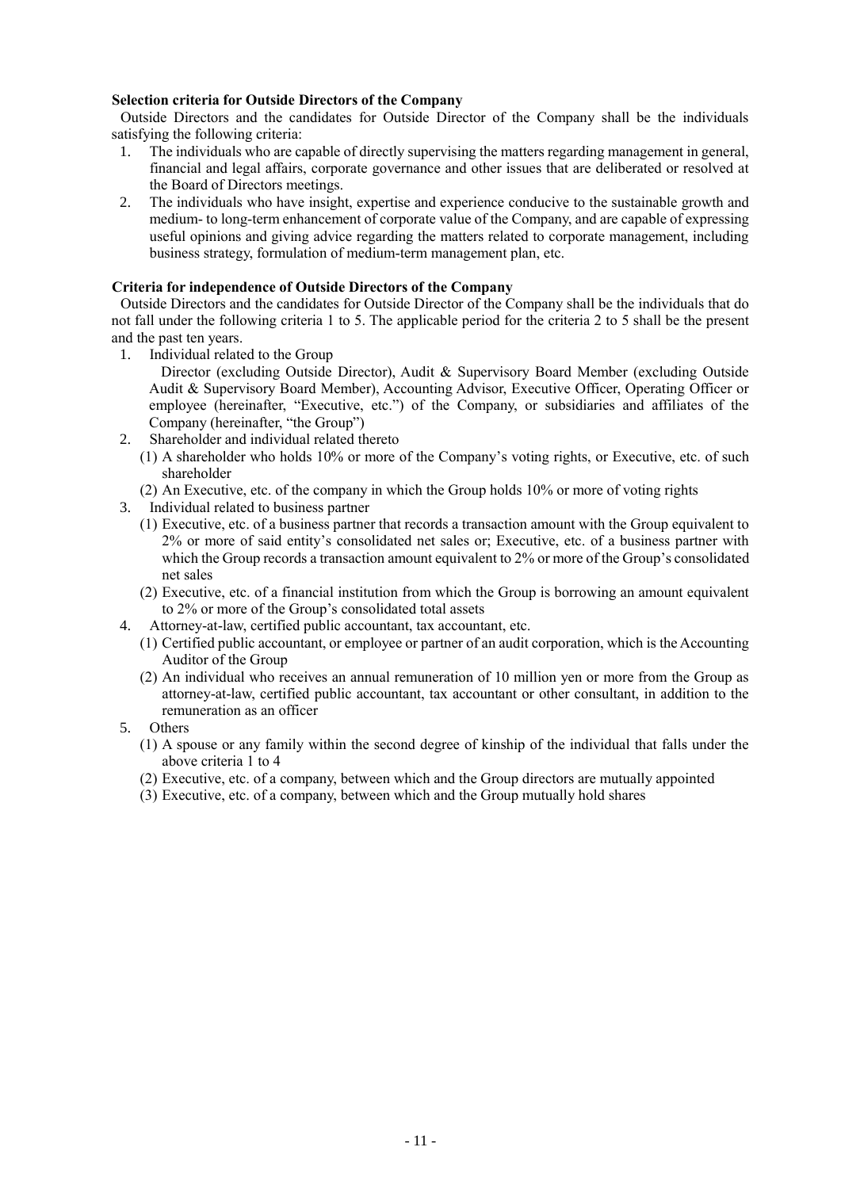**Selection criteria for Outside Directors of the Company**

Outside Directors and the candidates for Outside Director of the Company shall be the individuals satisfying the following criteria:

1. The individuals who are capable of directly supervising the matters regarding management in general, financial and legal affairs, corporate governance and other issues that are deliberated or resolved at the Board of Directors meetings.
2. The individuals who have insight, expertise and experience conducive to the sustainable growth and medium- to long-term enhancement of corporate value of the Company, and are capable of expressing useful opinions and giving advice regarding the matters related to corporate management, including business strategy, formulation of medium-term management plan, etc.

**Criteria for independence of Outside Directors of the Company**

Outside Directors and the candidates for Outside Director of the Company shall be the individuals that do not fall under the following criteria 1 to 5. The applicable period for the criteria 2 to 5 shall be the present and the past ten years.

1. Individual related to the Group

   Director (excluding Outside Director), Audit & Supervisory Board Member (excluding Outside Audit & Supervisory Board Member), Accounting Advisor, Executive Officer, Operating Officer or employee (hereinafter, "Executive, etc.") of the Company, or subsidiaries and affiliates of the Company (hereinafter, "the Group")
2. Shareholder and individual related thereto
   (1) A shareholder who holds 10% or more of the Company's voting rights, or Executive, etc. of such shareholder
   (2) An Executive, etc. of the company in which the Group holds 10% or more of voting rights
3. Individual related to business partner
   (1) Executive, etc. of a business partner that records a transaction amount with the Group equivalent to 2% or more of said entity's consolidated net sales or; Executive, etc. of a business partner with which the Group records a transaction amount equivalent to 2% or more of the Group's consolidated net sales
   (2) Executive, etc. of a financial institution from which the Group is borrowing an amount equivalent to 2% or more of the Group's consolidated total assets
4. Attorney-at-law, certified public accountant, tax accountant, etc.
   (1) Certified public accountant, or employee or partner of an audit corporation, which is the Accounting Auditor of the Group
   (2) An individual who receives an annual remuneration of 10 million yen or more from the Group as attorney-at-law, certified public accountant, tax accountant or other consultant, in addition to the remuneration as an officer
5. Others
   (1) A spouse or any family within the second degree of kinship of the individual that falls under the above criteria 1 to 4
   (2) Executive, etc. of a company, between which and the Group directors are mutually appointed
   (3) Executive, etc. of a company, between which and the Group mutually hold shares